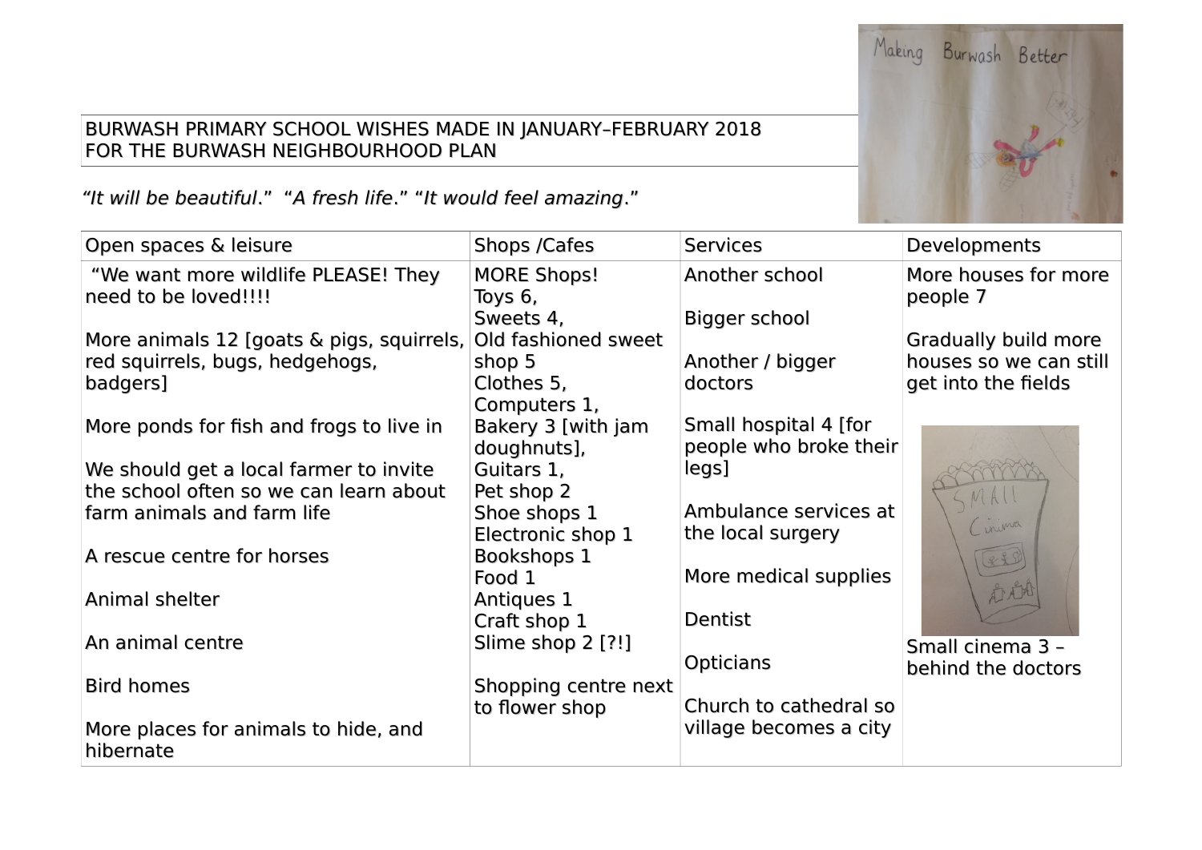BURWASH PRIMARY SCHOOL WISHES MADE IN JANUARY–FEBRUARY 2018
FOR THE BURWASH NEIGHBOURHOOD PLAN

*"It will be beautiful*." "*A fresh life*." "*It would feel amazing*."

| Open spaces & leisure | Shops /Cafes | Services | Developments |
|---|---|---|---|
| "We want more wildlife PLEASE! They need to be loved!!!!<br><br>More animals 12 [goats & pigs, squirrels, red squirrels, bugs, hedgehogs, badgers]<br><br>More ponds for fish and frogs to live in<br><br>We should get a local farmer to invite the school often so we can learn about farm animals and farm life<br><br>A rescue centre for horses<br><br>Animal shelter<br><br>An animal centre<br><br>Bird homes<br><br>More places for animals to hide, and hibernate | MORE Shops!<br>Toys 6,<br>Sweets 4,<br>Old fashioned sweet shop 5<br>Clothes 5,<br>Computers 1,<br>Bakery 3 [with jam doughnuts],<br>Guitars 1,<br>Pet shop 2<br>Shoe shops 1<br>Electronic shop 1<br>Bookshops 1<br>Food 1<br>Antiques 1<br>Craft shop 1<br>Slime shop 2 [?!]<br><br>Shopping centre next to flower shop | Another school<br><br>Bigger school<br><br>Another / bigger doctors<br><br>Small hospital 4 [for people who broke their legs]<br><br>Ambulance services at the local surgery<br><br>More medical supplies<br><br>Dentist<br><br>Opticians<br><br>Church to cathedral so village becomes a city | More houses for more people 7<br><br>Gradually build more houses so we can still get into the fields<br><br>Small cinema 3 – behind the doctors |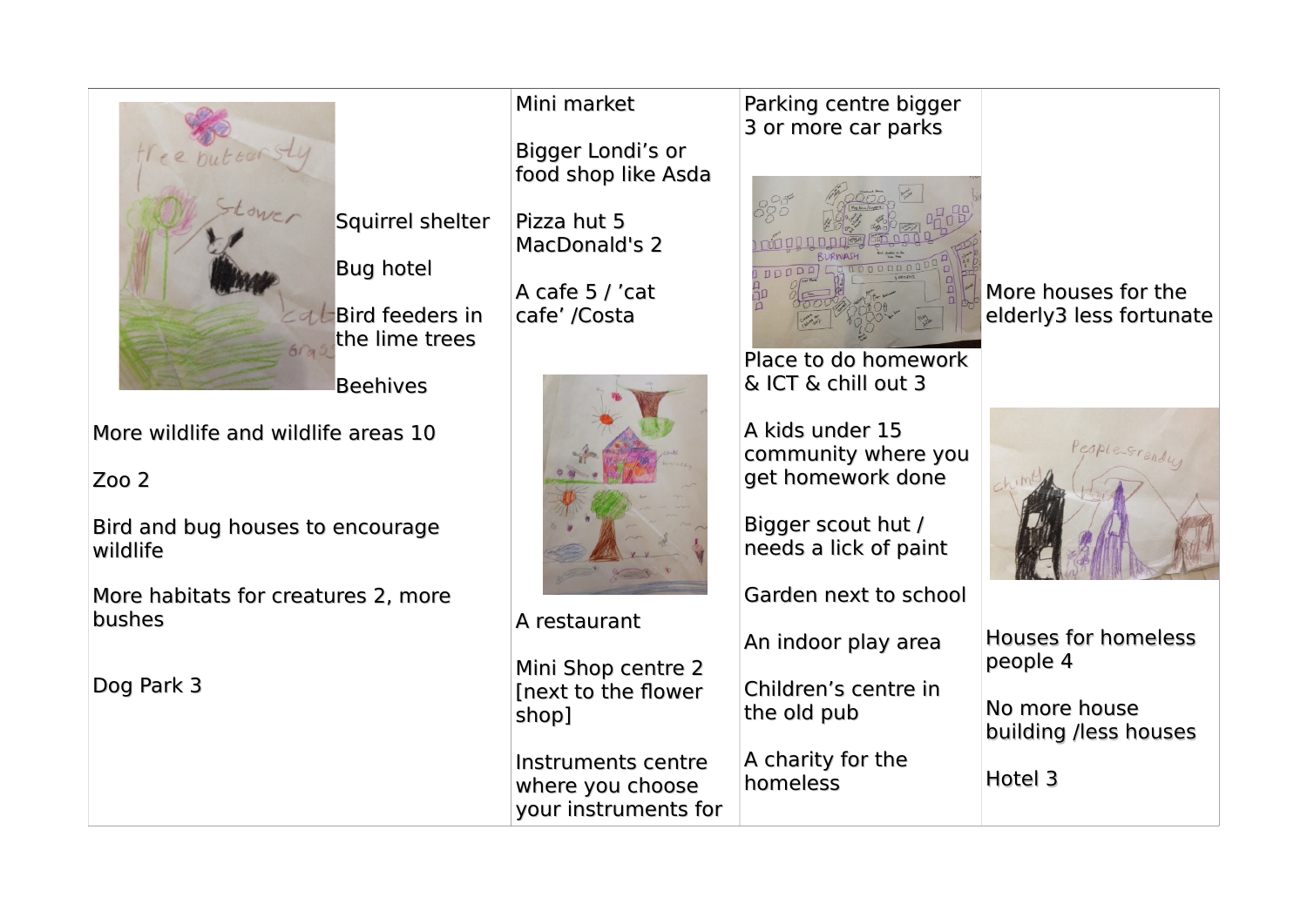| | | | |
|---|---|---|---|
| Squirrel shelter<br><br>Bug hotel<br><br>Bird feeders in the lime trees<br><br>Beehives<br><br>More wildlife and wildlife areas 10<br><br>Zoo 2<br><br>Bird and bug houses to encourage wildlife<br><br>More habitats for creatures 2, more bushes<br><br>Dog Park 3 | Mini market<br><br>Bigger Londi's or food shop like Asda<br><br>Pizza hut 5<br>MacDonald's 2<br><br>A cafe 5 / 'cat cafe' /Costa<br><br>A restaurant<br><br>Mini Shop centre 2 [next to the flower shop]<br><br>Instruments centre where you choose your instruments for | Parking centre bigger 3 or more car parks<br><br>Place to do homework & ICT & chill out 3<br><br>A kids under 15 community where you get homework done<br><br>Bigger scout hut / needs a lick of paint<br><br>Garden next to school<br><br>An indoor play area<br><br>Children's centre in the old pub<br><br>A charity for the homeless | More houses for the elderly3 less fortunate<br><br>Houses for homeless people 4<br><br>No more house building /less houses<br><br>Hotel 3 |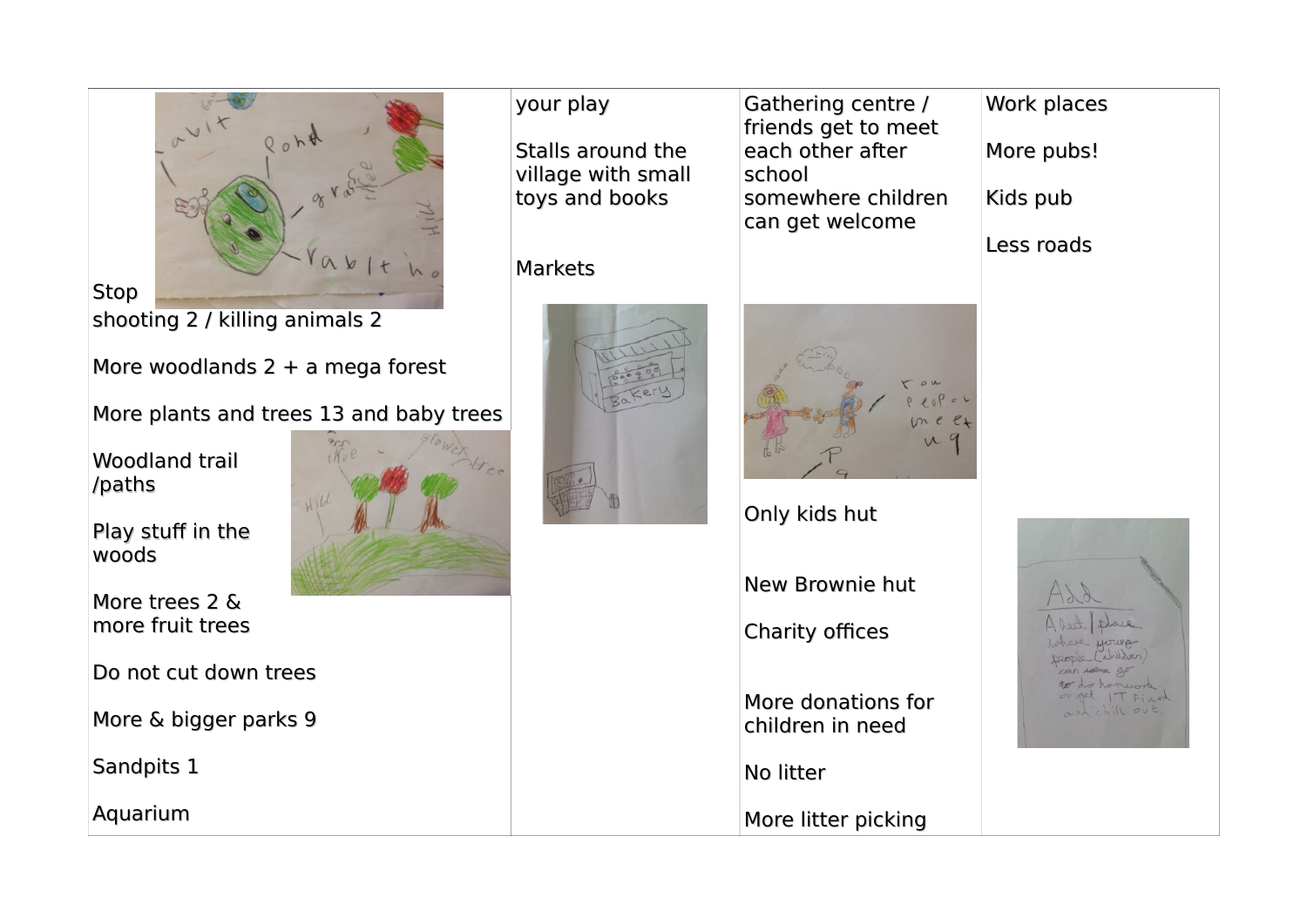| | | | |
|---|---|---|---|
| Stop shooting 2 / killing animals 2<br><br>More woodlands 2 + a mega forest<br><br>More plants and trees 13 and baby trees<br><br>Woodland trail /paths<br><br>Play stuff in the woods<br><br>More trees 2 & more fruit trees<br><br>Do not cut down trees<br><br>More & bigger parks 9<br><br>Sandpits 1<br><br>Aquarium | your play<br><br>Stalls around the village with small toys and books<br><br>Markets | Gathering centre / friends get to meet each other after school somewhere children can get welcome<br><br>Only kids hut<br><br>New Brownie hut<br><br>Charity offices<br><br>More donations for children in need<br><br>No litter<br><br>More litter picking | Work places<br><br>More pubs!<br><br>Kids pub<br><br>Less roads |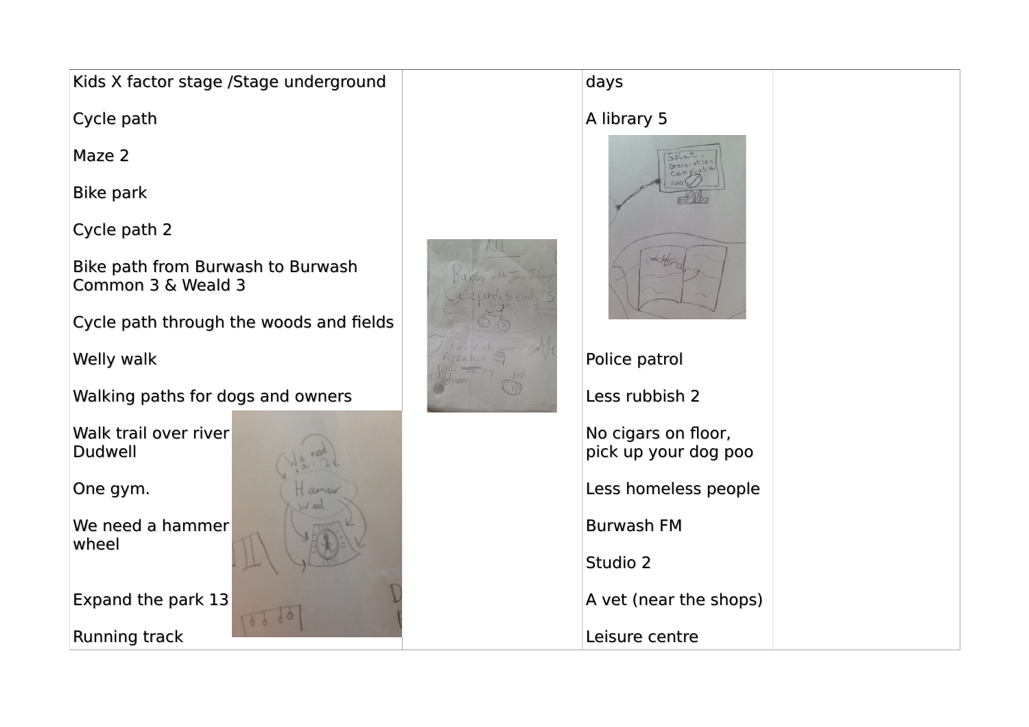| | | | |
|---|---|---|---|
| Kids X factor stage /Stage underground<br><br>Cycle path<br><br>Maze 2<br><br>Bike park<br><br>Cycle path 2<br><br>Bike path from Burwash to Burwash Common 3 & Weald 3<br><br>Cycle path through the woods and fields<br><br>Welly walk<br><br>Walking paths for dogs and owners<br><br>Walk trail over river Dudwell<br><br>One gym.<br><br>We need a hammer wheel<br><br>Expand the park 13<br><br>Running track | | days<br><br>A library 5<br><br>Police patrol<br><br>Less rubbish 2<br><br>No cigars on floor, pick up your dog poo<br><br>Less homeless people<br><br>Burwash FM<br><br>Studio 2<br><br>A vet (near the shops)<br><br>Leisure centre | |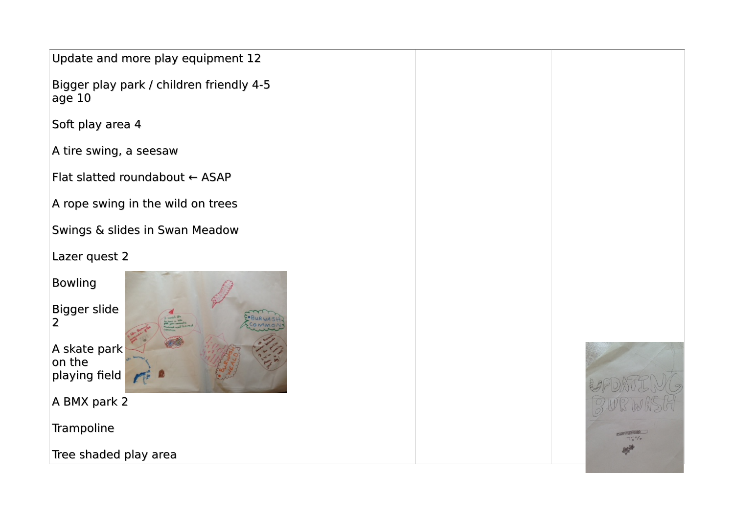| | | | |
|---|---|---|---|
| Update and more play equipment 12<br><br>Bigger play park / children friendly 4-5 age 10<br><br>Soft play area 4<br><br>A tire swing, a seesaw<br><br>Flat slatted roundabout ← ASAP<br><br>A rope swing in the wild on trees<br><br>Swings & slides in Swan Meadow<br><br>Lazer quest 2<br><br>Bowling<br><br>Bigger slide 2<br><br>A skate park on the playing field<br><br>A BMX park 2<br><br>Trampoline<br><br>Tree shaded play area | | | |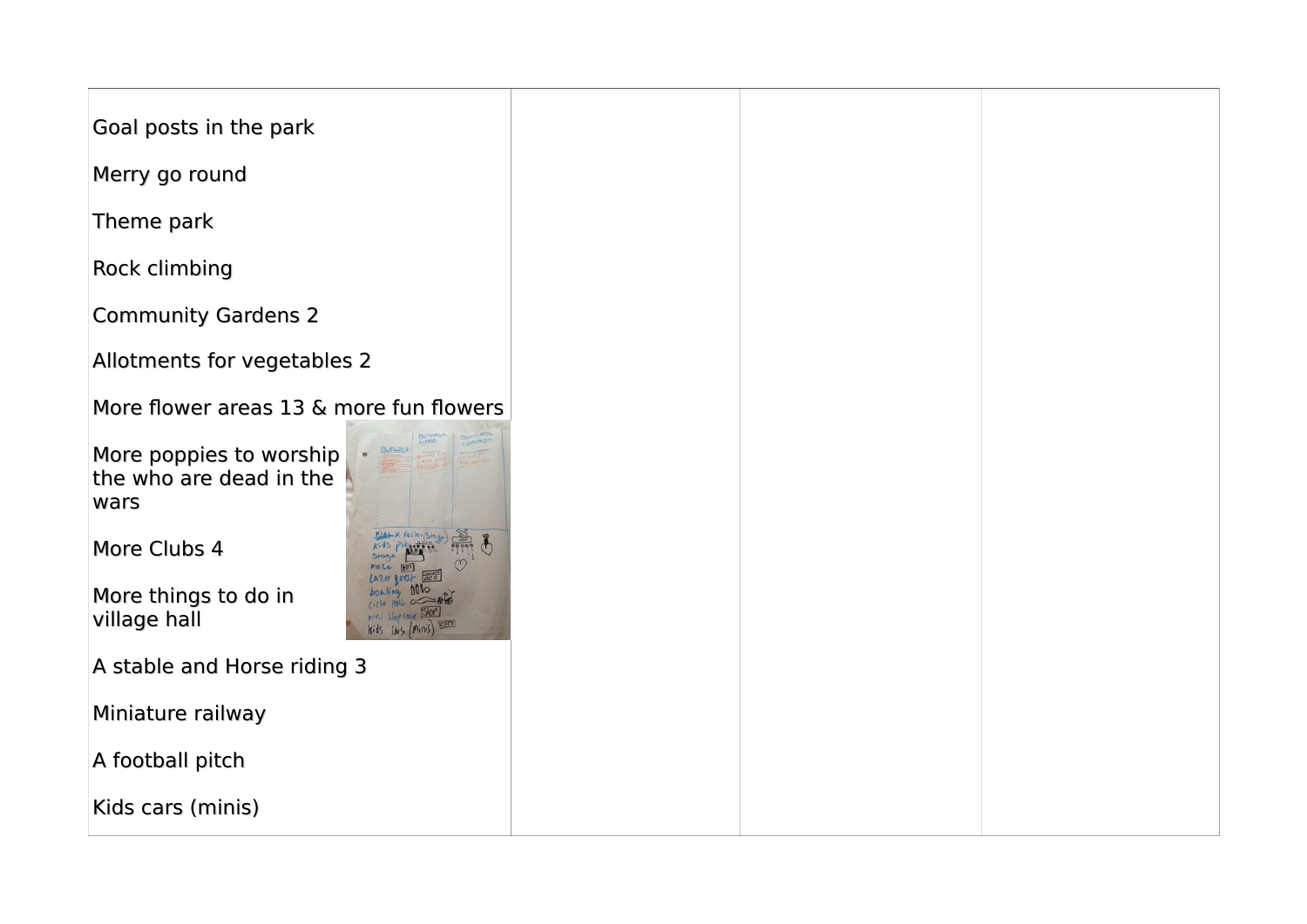| | | | |
|---|---|---|---|
| Goal posts in the park<br><br>Merry go round<br><br>Theme park<br><br>Rock climbing<br><br>Community Gardens 2<br><br>Allotments for vegetables 2<br><br>More flower areas 13 & more fun flowers<br><br>More poppies to worship the who are dead in the wars<br><br>More Clubs 4<br><br>More things to do in village hall<br><br>A stable and Horse riding 3<br><br>Miniature railway<br><br>A football pitch<br><br>Kids cars (minis) | | | |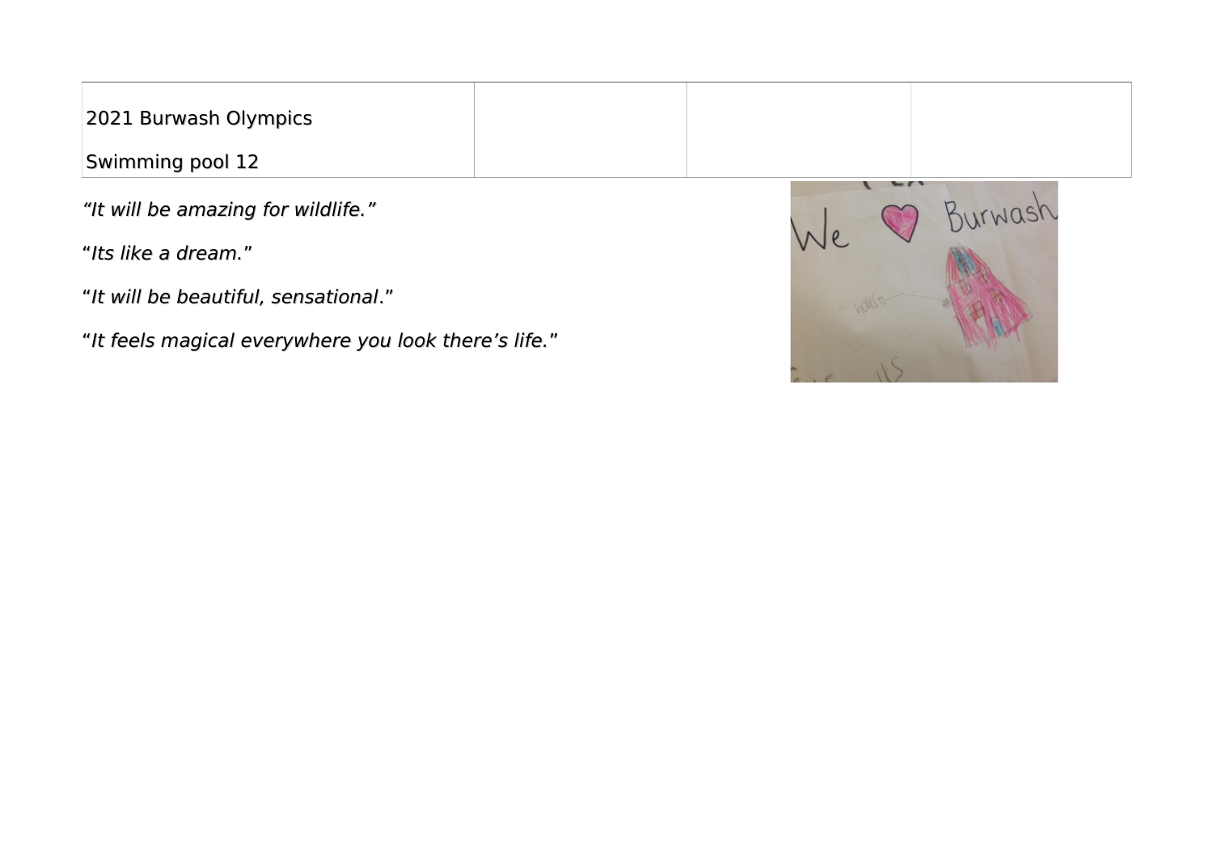| | | | |
|---|---|---|---|
| 2021 Burwash Olympics<br><br>Swimming pool 12 | | | |

*“It will be amazing for wildlife.”*

“*Its like a dream.*”

“*It will be beautiful, sensational*.”

“*It feels magical everywhere you look there’s life.*”